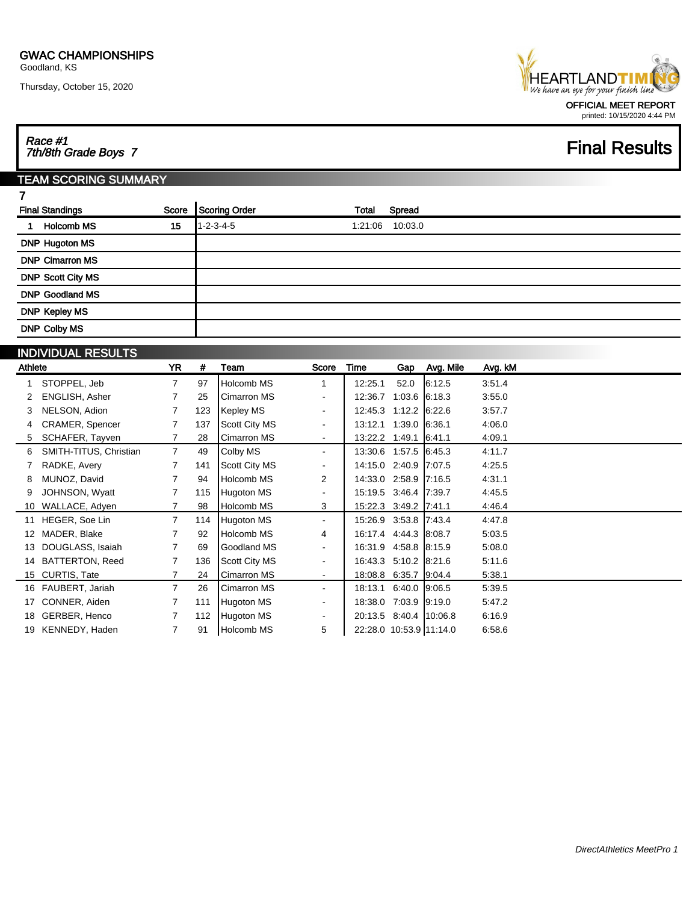**GWAC CHAMPIONSHIPS**
Goodland, KS

Thursday, October 15, 2020

HEARTLANDTIMING
*We have an eye for your finish line*

OFFICIAL MEET REPORT
printed: 10/15/2020 4:44 PM

*Race #1*
*7th/8th Grade Boys 7*

# Final Results

## TEAM SCORING SUMMARY

7

| Final Standings | Score | Scoring Order | Total | Spread |
|---|---|---|---|---|
| 1 Holcomb MS | 15 | 1-2-3-4-5 | 1:21:06 | 10:03.0 |
| DNP Hugoton MS | | | | |
| DNP Cimarron MS | | | | |
| DNP Scott City MS | | | | |
| DNP Goodland MS | | | | |
| DNP Kepley MS | | | | |
| DNP Colby MS | | | | |

## INDIVIDUAL RESULTS

| | Athlete | YR | # | Team | Score | Time | Gap | Avg. Mile | Avg. kM |
|---|---|---|---|---|---|---|---|---|---|
| 1 | STOPPEL, Jeb | 7 | 97 | Holcomb MS | 1 | 12:25.1 | 52.0 | 6:12.5 | 3:51.4 |
| 2 | ENGLISH, Asher | 7 | 25 | Cimarron MS | - | 12:36.7 | 1:03.6 | 6:18.3 | 3:55.0 |
| 3 | NELSON, Adion | 7 | 123 | Kepley MS | - | 12:45.3 | 1:12.2 | 6:22.6 | 3:57.7 |
| 4 | CRAMER, Spencer | 7 | 137 | Scott City MS | - | 13:12.1 | 1:39.0 | 6:36.1 | 4:06.0 |
| 5 | SCHAFER, Tayven | 7 | 28 | Cimarron MS | - | 13:22.2 | 1:49.1 | 6:41.1 | 4:09.1 |
| 6 | SMITH-TITUS, Christian | 7 | 49 | Colby MS | - | 13:30.6 | 1:57.5 | 6:45.3 | 4:11.7 |
| 7 | RADKE, Avery | 7 | 141 | Scott City MS | - | 14:15.0 | 2:40.9 | 7:07.5 | 4:25.5 |
| 8 | MUNOZ, David | 7 | 94 | Holcomb MS | 2 | 14:33.0 | 2:58.9 | 7:16.5 | 4:31.1 |
| 9 | JOHNSON, Wyatt | 7 | 115 | Hugoton MS | - | 15:19.5 | 3:46.4 | 7:39.7 | 4:45.5 |
| 10 | WALLACE, Adyen | 7 | 98 | Holcomb MS | 3 | 15:22.3 | 3:49.2 | 7:41.1 | 4:46.4 |
| 11 | HEGER, Soe Lin | 7 | 114 | Hugoton MS | - | 15:26.9 | 3:53.8 | 7:43.4 | 4:47.8 |
| 12 | MADER, Blake | 7 | 92 | Holcomb MS | 4 | 16:17.4 | 4:44.3 | 8:08.7 | 5:03.5 |
| 13 | DOUGLASS, Isaiah | 7 | 69 | Goodland MS | - | 16:31.9 | 4:58.8 | 8:15.9 | 5:08.0 |
| 14 | BATTERTON, Reed | 7 | 136 | Scott City MS | - | 16:43.3 | 5:10.2 | 8:21.6 | 5:11.6 |
| 15 | CURTIS, Tate | 7 | 24 | Cimarron MS | - | 18:08.8 | 6:35.7 | 9:04.4 | 5:38.1 |
| 16 | FAUBERT, Jariah | 7 | 26 | Cimarron MS | - | 18:13.1 | 6:40.0 | 9:06.5 | 5:39.5 |
| 17 | CONNER, Aiden | 7 | 111 | Hugoton MS | - | 18:38.0 | 7:03.9 | 9:19.0 | 5:47.2 |
| 18 | GERBER, Henco | 7 | 112 | Hugoton MS | - | 20:13.5 | 8:40.4 | 10:06.8 | 6:16.9 |
| 19 | KENNEDY, Haden | 7 | 91 | Holcomb MS | 5 | 22:28.0 | 10:53.9 | 11:14.0 | 6:58.6 |

*DirectAthletics MeetPro 1*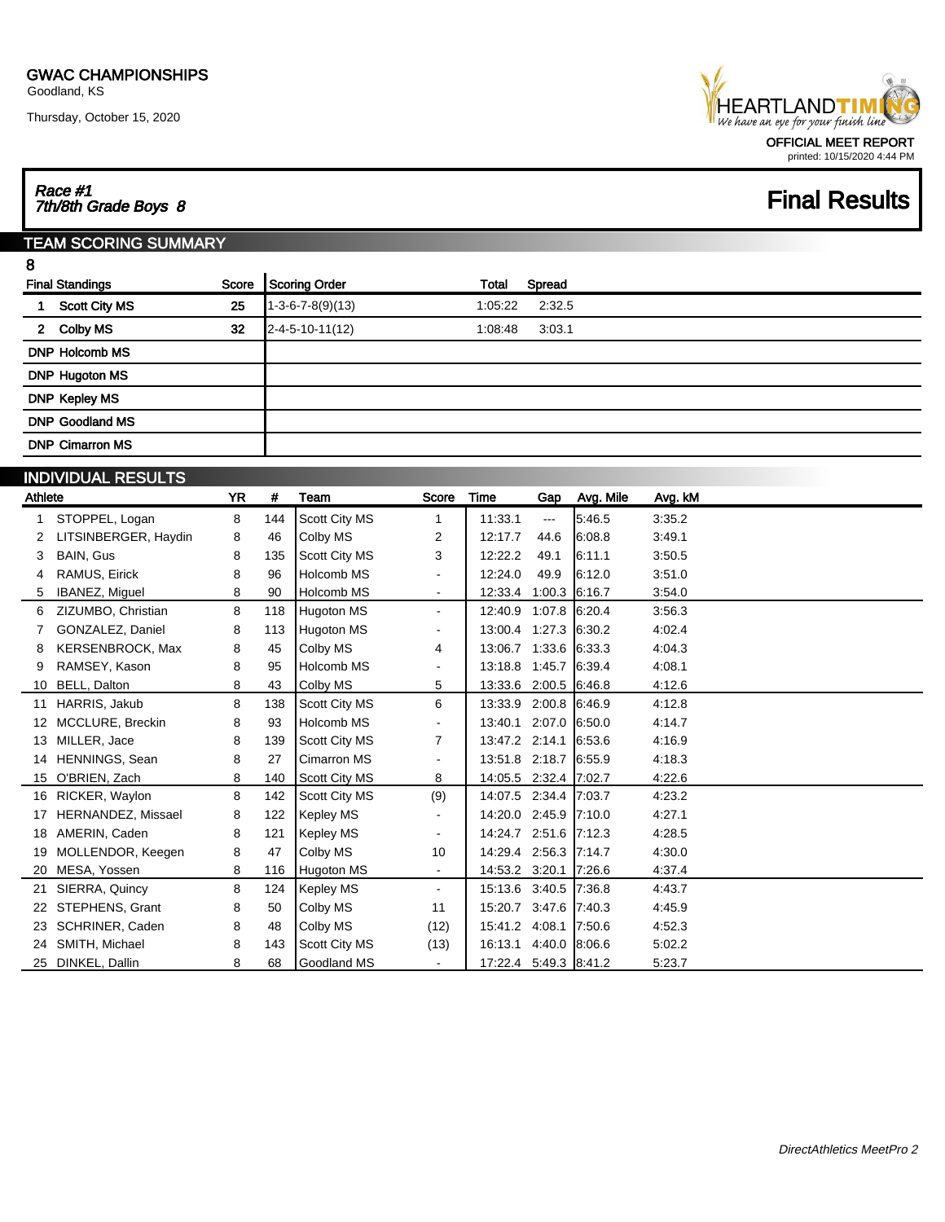GWAC CHAMPIONSHIPS
Goodland, KS

Thursday, October 15, 2020

OFFICIAL MEET REPORT
printed: 10/15/2020 4:44 PM

*Race #1*
*7th/8th Grade Boys 8*

# Final Results

## TEAM SCORING SUMMARY

8

| Final Standings | Score | Scoring Order | Total | Spread |
|---|---|---|---|---|
| 1 Scott City MS | 25 | 1-3-6-7-8(9)(13) | 1:05:22 | 2:32.5 |
| 2 Colby MS | 32 | 2-4-5-10-11(12) | 1:08:48 | 3:03.1 |
| DNP Holcomb MS | | | | |
| DNP Hugoton MS | | | | |
| DNP Kepley MS | | | | |
| DNP Goodland MS | | | | |
| DNP Cimarron MS | | | | |

## INDIVIDUAL RESULTS

| | Athlete | YR | # | Team | Score | Time | Gap | Avg. Mile | Avg. kM |
|---|---|---|---|---|---|---|---|---|---|
| 1 | STOPPEL, Logan | 8 | 144 | Scott City MS | 1 | 11:33.1 | --- | 5:46.5 | 3:35.2 |
| 2 | LITSINBERGER, Haydin | 8 | 46 | Colby MS | 2 | 12:17.7 | 44.6 | 6:08.8 | 3:49.1 |
| 3 | BAIN, Gus | 8 | 135 | Scott City MS | 3 | 12:22.2 | 49.1 | 6:11.1 | 3:50.5 |
| 4 | RAMUS, Eirick | 8 | 96 | Holcomb MS | - | 12:24.0 | 49.9 | 6:12.0 | 3:51.0 |
| 5 | IBANEZ, Miguel | 8 | 90 | Holcomb MS | - | 12:33.4 | 1:00.3 | 6:16.7 | 3:54.0 |
| 6 | ZIZUMBO, Christian | 8 | 118 | Hugoton MS | - | 12:40.9 | 1:07.8 | 6:20.4 | 3:56.3 |
| 7 | GONZALEZ, Daniel | 8 | 113 | Hugoton MS | - | 13:00.4 | 1:27.3 | 6:30.2 | 4:02.4 |
| 8 | KERSENBROCK, Max | 8 | 45 | Colby MS | 4 | 13:06.7 | 1:33.6 | 6:33.3 | 4:04.3 |
| 9 | RAMSEY, Kason | 8 | 95 | Holcomb MS | - | 13:18.8 | 1:45.7 | 6:39.4 | 4:08.1 |
| 10 | BELL, Dalton | 8 | 43 | Colby MS | 5 | 13:33.6 | 2:00.5 | 6:46.8 | 4:12.6 |
| 11 | HARRIS, Jakub | 8 | 138 | Scott City MS | 6 | 13:33.9 | 2:00.8 | 6:46.9 | 4:12.8 |
| 12 | MCCLURE, Breckin | 8 | 93 | Holcomb MS | - | 13:40.1 | 2:07.0 | 6:50.0 | 4:14.7 |
| 13 | MILLER, Jace | 8 | 139 | Scott City MS | 7 | 13:47.2 | 2:14.1 | 6:53.6 | 4:16.9 |
| 14 | HENNINGS, Sean | 8 | 27 | Cimarron MS | - | 13:51.8 | 2:18.7 | 6:55.9 | 4:18.3 |
| 15 | O'BRIEN, Zach | 8 | 140 | Scott City MS | 8 | 14:05.5 | 2:32.4 | 7:02.7 | 4:22.6 |
| 16 | RICKER, Waylon | 8 | 142 | Scott City MS | (9) | 14:07.5 | 2:34.4 | 7:03.7 | 4:23.2 |
| 17 | HERNANDEZ, Missael | 8 | 122 | Kepley MS | - | 14:20.0 | 2:45.9 | 7:10.0 | 4:27.1 |
| 18 | AMERIN, Caden | 8 | 121 | Kepley MS | - | 14:24.7 | 2:51.6 | 7:12.3 | 4:28.5 |
| 19 | MOLLENDOR, Keegen | 8 | 47 | Colby MS | 10 | 14:29.4 | 2:56.3 | 7:14.7 | 4:30.0 |
| 20 | MESA, Yossen | 8 | 116 | Hugoton MS | - | 14:53.2 | 3:20.1 | 7:26.6 | 4:37.4 |
| 21 | SIERRA, Quincy | 8 | 124 | Kepley MS | - | 15:13.6 | 3:40.5 | 7:36.8 | 4:43.7 |
| 22 | STEPHENS, Grant | 8 | 50 | Colby MS | 11 | 15:20.7 | 3:47.6 | 7:40.3 | 4:45.9 |
| 23 | SCHRINER, Caden | 8 | 48 | Colby MS | (12) | 15:41.2 | 4:08.1 | 7:50.6 | 4:52.3 |
| 24 | SMITH, Michael | 8 | 143 | Scott City MS | (13) | 16:13.1 | 4:40.0 | 8:06.6 | 5:02.2 |
| 25 | DINKEL, Dallin | 8 | 68 | Goodland MS | - | 17:22.4 | 5:49.3 | 8:41.2 | 5:23.7 |

*DirectAthletics MeetPro 2*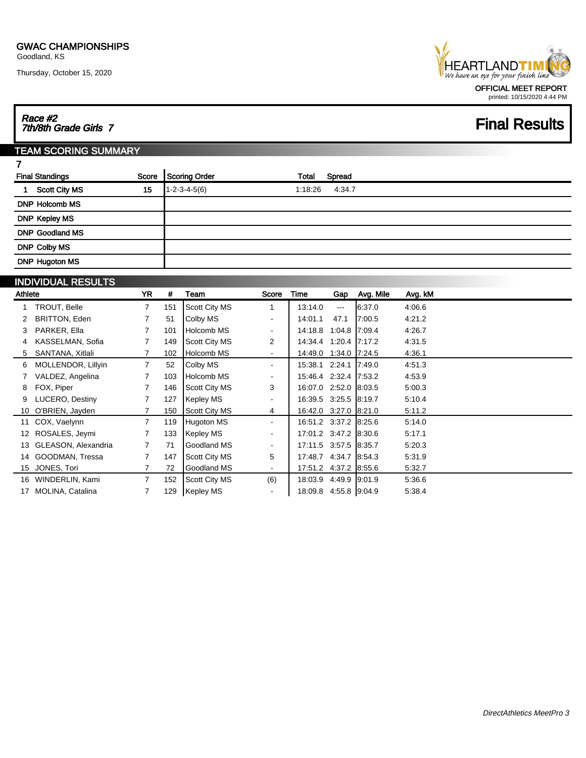**GWAC CHAMPIONSHIPS**
Goodland, KS

Thursday, October 15, 2020

HEARTLANDTIMING
*We have an eye for your finish line*

OFFICIAL MEET REPORT
printed: 10/15/2020 4:44 PM

***Race #2***
***7th/8th Grade Girls 7***

# Final Results

## TEAM SCORING SUMMARY

7

| Final Standings | Score | Scoring Order | Total | Spread |
|---|---|---|---|---|
| 1 Scott City MS | 15 | 1-2-3-4-5(6) | 1:18:26 | 4:34.7 |
| DNP Holcomb MS | | | | |
| DNP Kepley MS | | | | |
| DNP Goodland MS | | | | |
| DNP Colby MS | | | | |
| DNP Hugoton MS | | | | |

## INDIVIDUAL RESULTS

| | Athlete | YR | # | Team | Score | Time | Gap | Avg. Mile | Avg. kM |
|---|---|---|---|---|---|---|---|---|---|
| 1 | TROUT, Belle | 7 | 151 | Scott City MS | 1 | 13:14.0 | --- | 6:37.0 | 4:06.6 |
| 2 | BRITTON, Eden | 7 | 51 | Colby MS | - | 14:01.1 | 47.1 | 7:00.5 | 4:21.2 |
| 3 | PARKER, Ella | 7 | 101 | Holcomb MS | - | 14:18.8 | 1:04.8 | 7:09.4 | 4:26.7 |
| 4 | KASSELMAN, Sofia | 7 | 149 | Scott City MS | 2 | 14:34.4 | 1:20.4 | 7:17.2 | 4:31.5 |
| 5 | SANTANA, Xitlali | 7 | 102 | Holcomb MS | - | 14:49.0 | 1:34.0 | 7:24.5 | 4:36.1 |
| 6 | MOLLENDOR, Lillyin | 7 | 52 | Colby MS | - | 15:38.1 | 2:24.1 | 7:49.0 | 4:51.3 |
| 7 | VALDEZ, Angelina | 7 | 103 | Holcomb MS | - | 15:46.4 | 2:32.4 | 7:53.2 | 4:53.9 |
| 8 | FOX, Piper | 7 | 146 | Scott City MS | 3 | 16:07.0 | 2:52.0 | 8:03.5 | 5:00.3 |
| 9 | LUCERO, Destiny | 7 | 127 | Kepley MS | - | 16:39.5 | 3:25.5 | 8:19.7 | 5:10.4 |
| 10 | O'BRIEN, Jayden | 7 | 150 | Scott City MS | 4 | 16:42.0 | 3:27.0 | 8:21.0 | 5:11.2 |
| 11 | COX, Vaelynn | 7 | 119 | Hugoton MS | - | 16:51.2 | 3:37.2 | 8:25.6 | 5:14.0 |
| 12 | ROSALES, Jeymi | 7 | 133 | Kepley MS | - | 17:01.2 | 3:47.2 | 8:30.6 | 5:17.1 |
| 13 | GLEASON, Alexandria | 7 | 71 | Goodland MS | - | 17:11.5 | 3:57.5 | 8:35.7 | 5:20.3 |
| 14 | GOODMAN, Tressa | 7 | 147 | Scott City MS | 5 | 17:48.7 | 4:34.7 | 8:54.3 | 5:31.9 |
| 15 | JONES, Tori | 7 | 72 | Goodland MS | - | 17:51.2 | 4:37.2 | 8:55.6 | 5:32.7 |
| 16 | WINDERLIN, Kami | 7 | 152 | Scott City MS | (6) | 18:03.9 | 4:49.9 | 9:01.9 | 5:36.6 |
| 17 | MOLINA, Catalina | 7 | 129 | Kepley MS | - | 18:09.8 | 4:55.8 | 9:04.9 | 5:38.4 |

*DirectAthletics MeetPro 3*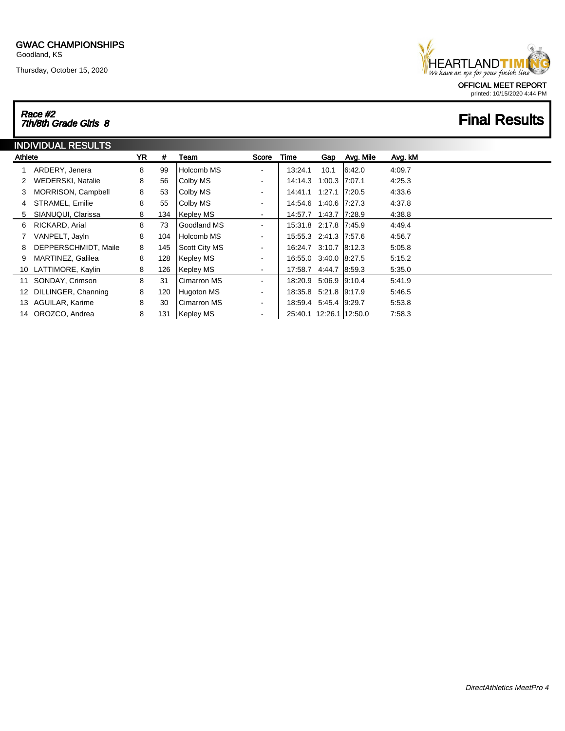GWAC CHAMPIONSHIPS
Goodland, KS

Thursday, October 15, 2020

OFFICIAL MEET REPORT
printed: 10/15/2020 4:44 PM

## *Race #2*
## *7th/8th Grade Girls 8*

# Final Results

### INDIVIDUAL RESULTS

| | Athlete | YR | # | Team | Score | Time | Gap | Avg. Mile | Avg. kM |
|---|---|---|---|---|---|---|---|---|---|
| 1 | ARDERY, Jenera | 8 | 99 | Holcomb MS | - | 13:24.1 | 10.1 | 6:42.0 | 4:09.7 |
| 2 | WEDERSKI, Natalie | 8 | 56 | Colby MS | - | 14:14.3 | 1:00.3 | 7:07.1 | 4:25.3 |
| 3 | MORRISON, Campbell | 8 | 53 | Colby MS | - | 14:41.1 | 1:27.1 | 7:20.5 | 4:33.6 |
| 4 | STRAMEL, Emilie | 8 | 55 | Colby MS | - | 14:54.6 | 1:40.6 | 7:27.3 | 4:37.8 |
| 5 | SIANUQUI, Clarissa | 8 | 134 | Kepley MS | - | 14:57.7 | 1:43.7 | 7:28.9 | 4:38.8 |
| 6 | RICKARD, Arial | 8 | 73 | Goodland MS | - | 15:31.8 | 2:17.8 | 7:45.9 | 4:49.4 |
| 7 | VANPELT, Jayln | 8 | 104 | Holcomb MS | - | 15:55.3 | 2:41.3 | 7:57.6 | 4:56.7 |
| 8 | DEPPERSCHMIDT, Maile | 8 | 145 | Scott City MS | - | 16:24.7 | 3:10.7 | 8:12.3 | 5:05.8 |
| 9 | MARTINEZ, Galilea | 8 | 128 | Kepley MS | - | 16:55.0 | 3:40.0 | 8:27.5 | 5:15.2 |
| 10 | LATTIMORE, Kaylin | 8 | 126 | Kepley MS | - | 17:58.7 | 4:44.7 | 8:59.3 | 5:35.0 |
| 11 | SONDAY, Crimson | 8 | 31 | Cimarron MS | - | 18:20.9 | 5:06.9 | 9:10.4 | 5:41.9 |
| 12 | DILLINGER, Channing | 8 | 120 | Hugoton MS | - | 18:35.8 | 5:21.8 | 9:17.9 | 5:46.5 |
| 13 | AGUILAR, Karime | 8 | 30 | Cimarron MS | - | 18:59.4 | 5:45.4 | 9:29.7 | 5:53.8 |
| 14 | OROZCO, Andrea | 8 | 131 | Kepley MS | - | 25:40.1 | 12:26.1 | 12:50.0 | 7:58.3 |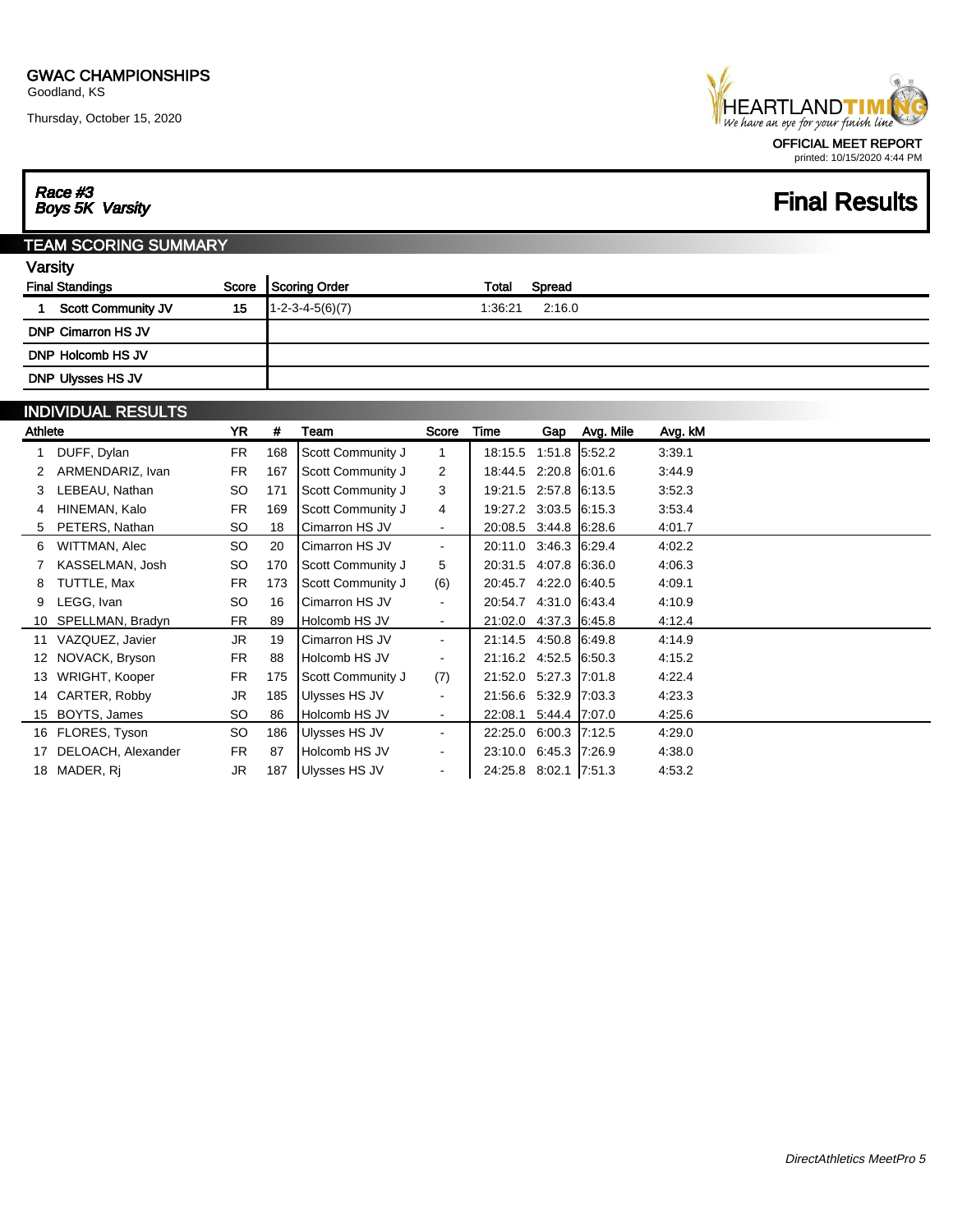GWAC CHAMPIONSHIPS
Goodland, KS

Thursday, October 15, 2020

HEARTLANDTIMING
We have an eye for your finish line

OFFICIAL MEET REPORT
printed: 10/15/2020 4:44 PM

## *Race #3*
## *Boys 5K Varsity*

# Final Results

## TEAM SCORING SUMMARY

### Varsity

| Final Standings | Score | Scoring Order | Total | Spread |
|---|---|---|---|---|
| 1 Scott Community JV | 15 | 1-2-3-4-5(6)(7) | 1:36:21 | 2:16.0 |
| DNP Cimarron HS JV | | | | |
| DNP Holcomb HS JV | | | | |
| DNP Ulysses HS JV | | | | |

## INDIVIDUAL RESULTS

| | Athlete | YR | # | Team | Score | Time | Gap | Avg. Mile | Avg. kM |
|---|---|---|---|---|---|---|---|---|---|
| 1 | DUFF, Dylan | FR | 168 | Scott Community J | 1 | 18:15.5 | 1:51.8 | 5:52.2 | 3:39.1 |
| 2 | ARMENDARIZ, Ivan | FR | 167 | Scott Community J | 2 | 18:44.5 | 2:20.8 | 6:01.6 | 3:44.9 |
| 3 | LEBEAU, Nathan | SO | 171 | Scott Community J | 3 | 19:21.5 | 2:57.8 | 6:13.5 | 3:52.3 |
| 4 | HINEMAN, Kalo | FR | 169 | Scott Community J | 4 | 19:27.2 | 3:03.5 | 6:15.3 | 3:53.4 |
| 5 | PETERS, Nathan | SO | 18 | Cimarron HS JV | - | 20:08.5 | 3:44.8 | 6:28.6 | 4:01.7 |
| 6 | WITTMAN, Alec | SO | 20 | Cimarron HS JV | - | 20:11.0 | 3:46.3 | 6:29.4 | 4:02.2 |
| 7 | KASSELMAN, Josh | SO | 170 | Scott Community J | 5 | 20:31.5 | 4:07.8 | 6:36.0 | 4:06.3 |
| 8 | TUTTLE, Max | FR | 173 | Scott Community J | (6) | 20:45.7 | 4:22.0 | 6:40.5 | 4:09.1 |
| 9 | LEGG, Ivan | SO | 16 | Cimarron HS JV | - | 20:54.7 | 4:31.0 | 6:43.4 | 4:10.9 |
| 10 | SPELLMAN, Bradyn | FR | 89 | Holcomb HS JV | - | 21:02.0 | 4:37.3 | 6:45.8 | 4:12.4 |
| 11 | VAZQUEZ, Javier | JR | 19 | Cimarron HS JV | - | 21:14.5 | 4:50.8 | 6:49.8 | 4:14.9 |
| 12 | NOVACK, Bryson | FR | 88 | Holcomb HS JV | - | 21:16.2 | 4:52.5 | 6:50.3 | 4:15.2 |
| 13 | WRIGHT, Kooper | FR | 175 | Scott Community J | (7) | 21:52.0 | 5:27.3 | 7:01.8 | 4:22.4 |
| 14 | CARTER, Robby | JR | 185 | Ulysses HS JV | - | 21:56.6 | 5:32.9 | 7:03.3 | 4:23.3 |
| 15 | BOYTS, James | SO | 86 | Holcomb HS JV | - | 22:08.1 | 5:44.4 | 7:07.0 | 4:25.6 |
| 16 | FLORES, Tyson | SO | 186 | Ulysses HS JV | - | 22:25.0 | 6:00.3 | 7:12.5 | 4:29.0 |
| 17 | DELOACH, Alexander | FR | 87 | Holcomb HS JV | - | 23:10.0 | 6:45.3 | 7:26.9 | 4:38.0 |
| 18 | MADER, Rj | JR | 187 | Ulysses HS JV | - | 24:25.8 | 8:02.1 | 7:51.3 | 4:53.2 |

*DirectAthletics MeetPro 5*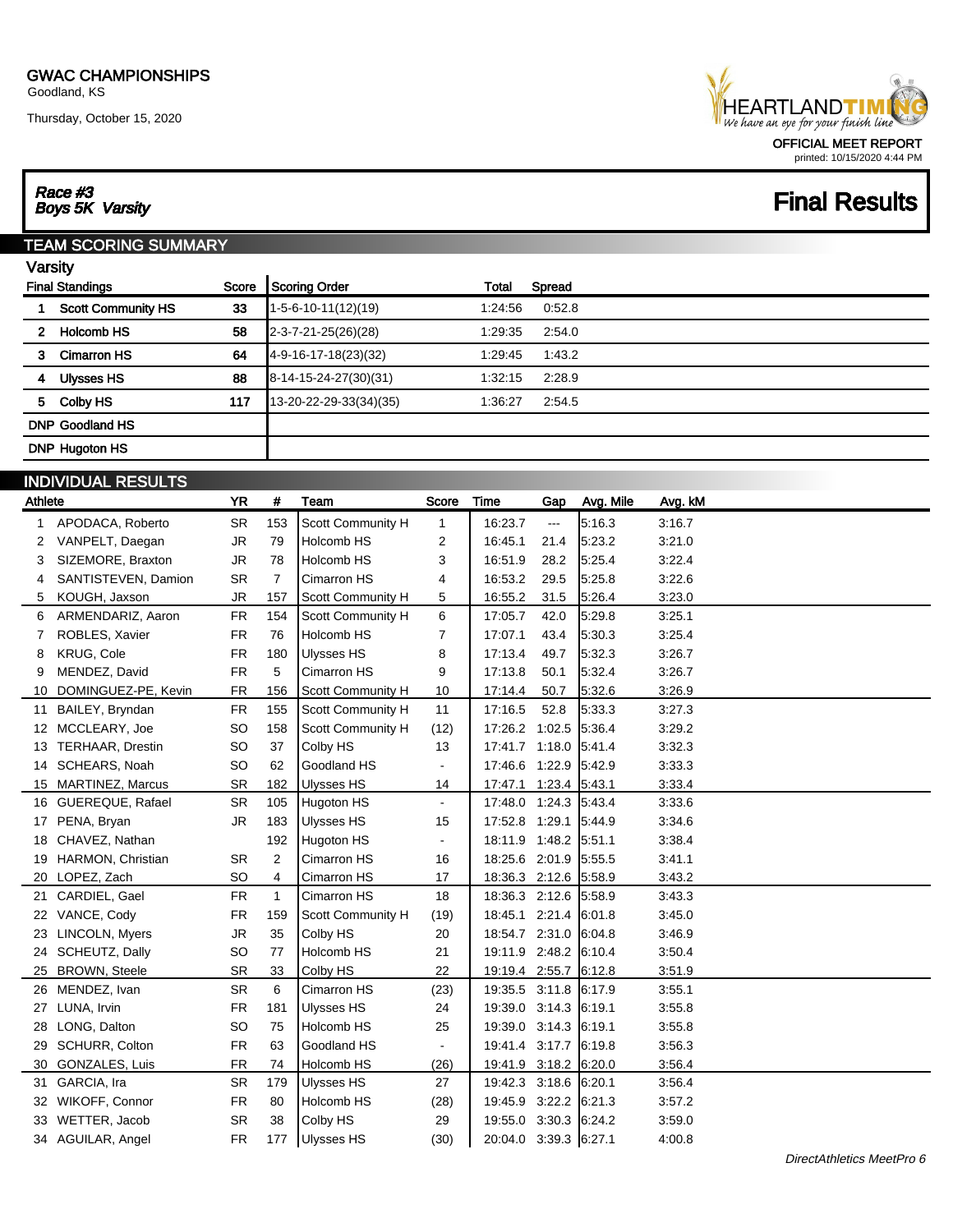**GWAC CHAMPIONSHIPS**
Goodland, KS

Thursday, October 15, 2020

HEARTLANDTIMING
*We have an eye for your finish line*

OFFICIAL MEET REPORT
printed: 10/15/2020 4:44 PM

***Race #3***
***Boys 5K Varsity***

# Final Results

## TEAM SCORING SUMMARY

### Varsity

| Final Standings | Score | Scoring Order | Total | Spread |
|---|---|---|---|---|
| 1 Scott Community HS | 33 | 1-5-6-10-11(12)(19) | 1:24:56 | 0:52.8 |
| 2 Holcomb HS | 58 | 2-3-7-21-25(26)(28) | 1:29:35 | 2:54.0 |
| 3 Cimarron HS | 64 | 4-9-16-17-18(23)(32) | 1:29:45 | 1:43.2 |
| 4 Ulysses HS | 88 | 8-14-15-24-27(30)(31) | 1:32:15 | 2:28.9 |
| 5 Colby HS | 117 | 13-20-22-29-33(34)(35) | 1:36:27 | 2:54.5 |
| DNP Goodland HS | | | | |
| DNP Hugoton HS | | | | |

## INDIVIDUAL RESULTS

| | Athlete | YR | # | Team | Score | Time | Gap | Avg. Mile | Avg. kM |
|---|---|---|---|---|---|---|---|---|---|
| 1 | APODACA, Roberto | SR | 153 | Scott Community H | 1 | 16:23.7 | --- | 5:16.3 | 3:16.7 |
| 2 | VANPELT, Daegan | JR | 79 | Holcomb HS | 2 | 16:45.1 | 21.4 | 5:23.2 | 3:21.0 |
| 3 | SIZEMORE, Braxton | JR | 78 | Holcomb HS | 3 | 16:51.9 | 28.2 | 5:25.4 | 3:22.4 |
| 4 | SANTISTEVEN, Damion | SR | 7 | Cimarron HS | 4 | 16:53.2 | 29.5 | 5:25.8 | 3:22.6 |
| 5 | KOUGH, Jaxson | JR | 157 | Scott Community H | 5 | 16:55.2 | 31.5 | 5:26.4 | 3:23.0 |
| 6 | ARMENDARIZ, Aaron | FR | 154 | Scott Community H | 6 | 17:05.7 | 42.0 | 5:29.8 | 3:25.1 |
| 7 | ROBLES, Xavier | FR | 76 | Holcomb HS | 7 | 17:07.1 | 43.4 | 5:30.3 | 3:25.4 |
| 8 | KRUG, Cole | FR | 180 | Ulysses HS | 8 | 17:13.4 | 49.7 | 5:32.3 | 3:26.7 |
| 9 | MENDEZ, David | FR | 5 | Cimarron HS | 9 | 17:13.8 | 50.1 | 5:32.4 | 3:26.7 |
| 10 | DOMINGUEZ-PE, Kevin | FR | 156 | Scott Community H | 10 | 17:14.4 | 50.7 | 5:32.6 | 3:26.9 |
| 11 | BAILEY, Bryndan | FR | 155 | Scott Community H | 11 | 17:16.5 | 52.8 | 5:33.3 | 3:27.3 |
| 12 | MCCLEARY, Joe | SO | 158 | Scott Community H | (12) | 17:26.2 | 1:02.5 | 5:36.4 | 3:29.2 |
| 13 | TERHAAR, Drestin | SO | 37 | Colby HS | 13 | 17:41.7 | 1:18.0 | 5:41.4 | 3:32.3 |
| 14 | SCHEARS, Noah | SO | 62 | Goodland HS | - | 17:46.6 | 1:22.9 | 5:42.9 | 3:33.3 |
| 15 | MARTINEZ, Marcus | SR | 182 | Ulysses HS | 14 | 17:47.1 | 1:23.4 | 5:43.1 | 3:33.4 |
| 16 | GUEREQUE, Rafael | SR | 105 | Hugoton HS | - | 17:48.0 | 1:24.3 | 5:43.4 | 3:33.6 |
| 17 | PENA, Bryan | JR | 183 | Ulysses HS | 15 | 17:52.8 | 1:29.1 | 5:44.9 | 3:34.6 |
| 18 | CHAVEZ, Nathan | | 192 | Hugoton HS | - | 18:11.9 | 1:48.2 | 5:51.1 | 3:38.4 |
| 19 | HARMON, Christian | SR | 2 | Cimarron HS | 16 | 18:25.6 | 2:01.9 | 5:55.5 | 3:41.1 |
| 20 | LOPEZ, Zach | SO | 4 | Cimarron HS | 17 | 18:36.3 | 2:12.6 | 5:58.9 | 3:43.2 |
| 21 | CARDIEL, Gael | FR | 1 | Cimarron HS | 18 | 18:36.3 | 2:12.6 | 5:58.9 | 3:43.3 |
| 22 | VANCE, Cody | FR | 159 | Scott Community H | (19) | 18:45.1 | 2:21.4 | 6:01.8 | 3:45.0 |
| 23 | LINCOLN, Myers | JR | 35 | Colby HS | 20 | 18:54.7 | 2:31.0 | 6:04.8 | 3:46.9 |
| 24 | SCHEUTZ, Dally | SO | 77 | Holcomb HS | 21 | 19:11.9 | 2:48.2 | 6:10.4 | 3:50.4 |
| 25 | BROWN, Steele | SR | 33 | Colby HS | 22 | 19:19.4 | 2:55.7 | 6:12.8 | 3:51.9 |
| 26 | MENDEZ, Ivan | SR | 6 | Cimarron HS | (23) | 19:35.5 | 3:11.8 | 6:17.9 | 3:55.1 |
| 27 | LUNA, Irvin | FR | 181 | Ulysses HS | 24 | 19:39.0 | 3:14.3 | 6:19.1 | 3:55.8 |
| 28 | LONG, Dalton | SO | 75 | Holcomb HS | 25 | 19:39.0 | 3:14.3 | 6:19.1 | 3:55.8 |
| 29 | SCHURR, Colton | FR | 63 | Goodland HS | - | 19:41.4 | 3:17.7 | 6:19.8 | 3:56.3 |
| 30 | GONZALES, Luis | FR | 74 | Holcomb HS | (26) | 19:41.9 | 3:18.2 | 6:20.0 | 3:56.4 |
| 31 | GARCIA, Ira | SR | 179 | Ulysses HS | 27 | 19:42.3 | 3:18.6 | 6:20.1 | 3:56.4 |
| 32 | WIKOFF, Connor | FR | 80 | Holcomb HS | (28) | 19:45.9 | 3:22.2 | 6:21.3 | 3:57.2 |
| 33 | WETTER, Jacob | SR | 38 | Colby HS | 29 | 19:55.0 | 3:30.3 | 6:24.2 | 3:59.0 |
| 34 | AGUILAR, Angel | FR | 177 | Ulysses HS | (30) | 20:04.0 | 3:39.3 | 6:27.1 | 4:00.8 |

*DirectAthletics MeetPro 6*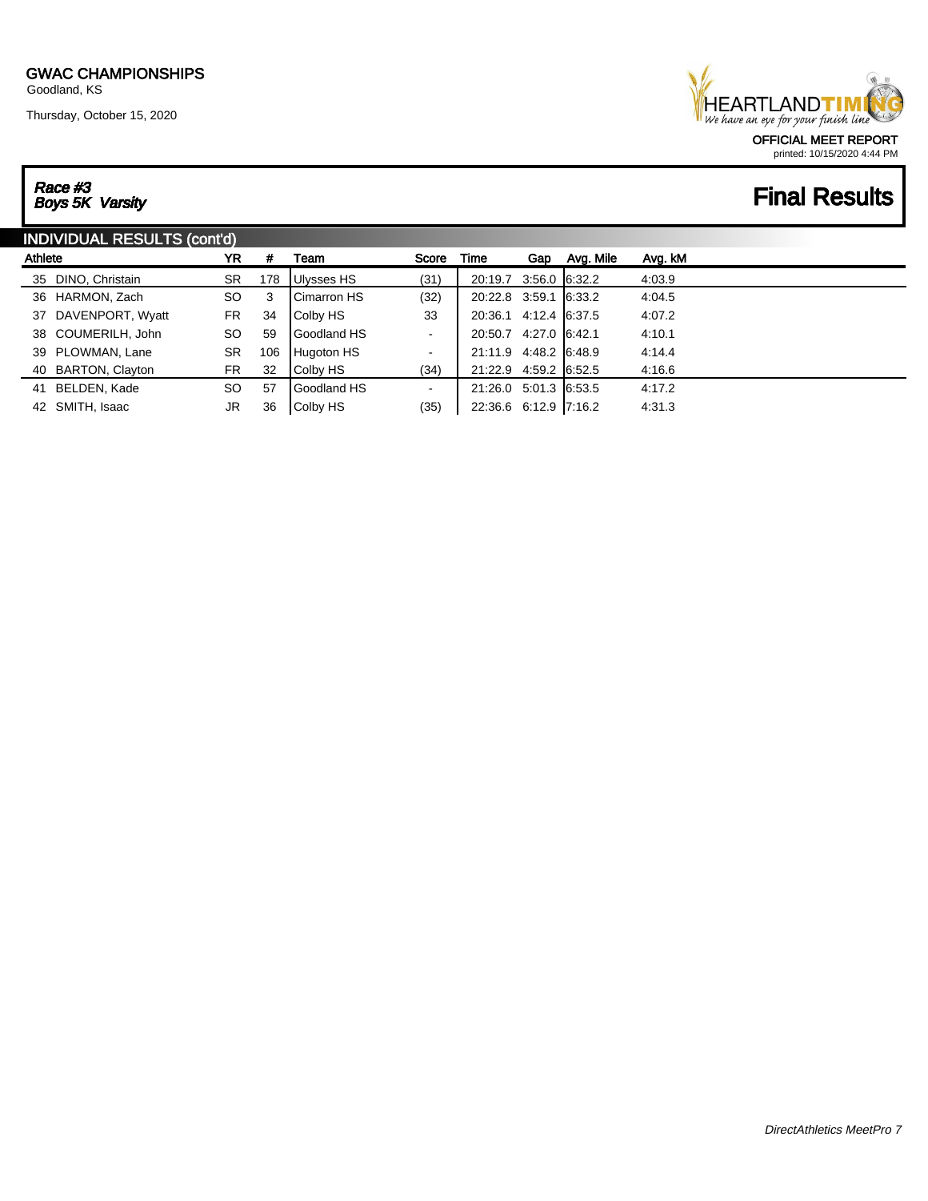GWAC CHAMPIONSHIPS
Goodland, KS

Thursday, October 15, 2020

OFFICIAL MEET REPORT
printed: 10/15/2020 4:44 PM

***Race #3***
***Boys 5K Varsity***

# Final Results

## INDIVIDUAL RESULTS (cont'd)

| Athlete | | YR | # | Team | Score | Time | Gap | Avg. Mile | Avg. kM |
|---|---|---|---|---|---|---|---|---|---|
| 35 | DINO, Christain | SR | 178 | Ulysses HS | (31) | 20:19.7 | 3:56.0 | 6:32.2 | 4:03.9 |
| 36 | HARMON, Zach | SO | 3 | Cimarron HS | (32) | 20:22.8 | 3:59.1 | 6:33.2 | 4:04.5 |
| 37 | DAVENPORT, Wyatt | FR | 34 | Colby HS | 33 | 20:36.1 | 4:12.4 | 6:37.5 | 4:07.2 |
| 38 | COUMERILH, John | SO | 59 | Goodland HS | - | 20:50.7 | 4:27.0 | 6:42.1 | 4:10.1 |
| 39 | PLOWMAN, Lane | SR | 106 | Hugoton HS | - | 21:11.9 | 4:48.2 | 6:48.9 | 4:14.4 |
| 40 | BARTON, Clayton | FR | 32 | Colby HS | (34) | 21:22.9 | 4:59.2 | 6:52.5 | 4:16.6 |
| 41 | BELDEN, Kade | SO | 57 | Goodland HS | - | 21:26.0 | 5:01.3 | 6:53.5 | 4:17.2 |
| 42 | SMITH, Isaac | JR | 36 | Colby HS | (35) | 22:36.6 | 6:12.9 | 7:16.2 | 4:31.3 |

*DirectAthletics MeetPro 7*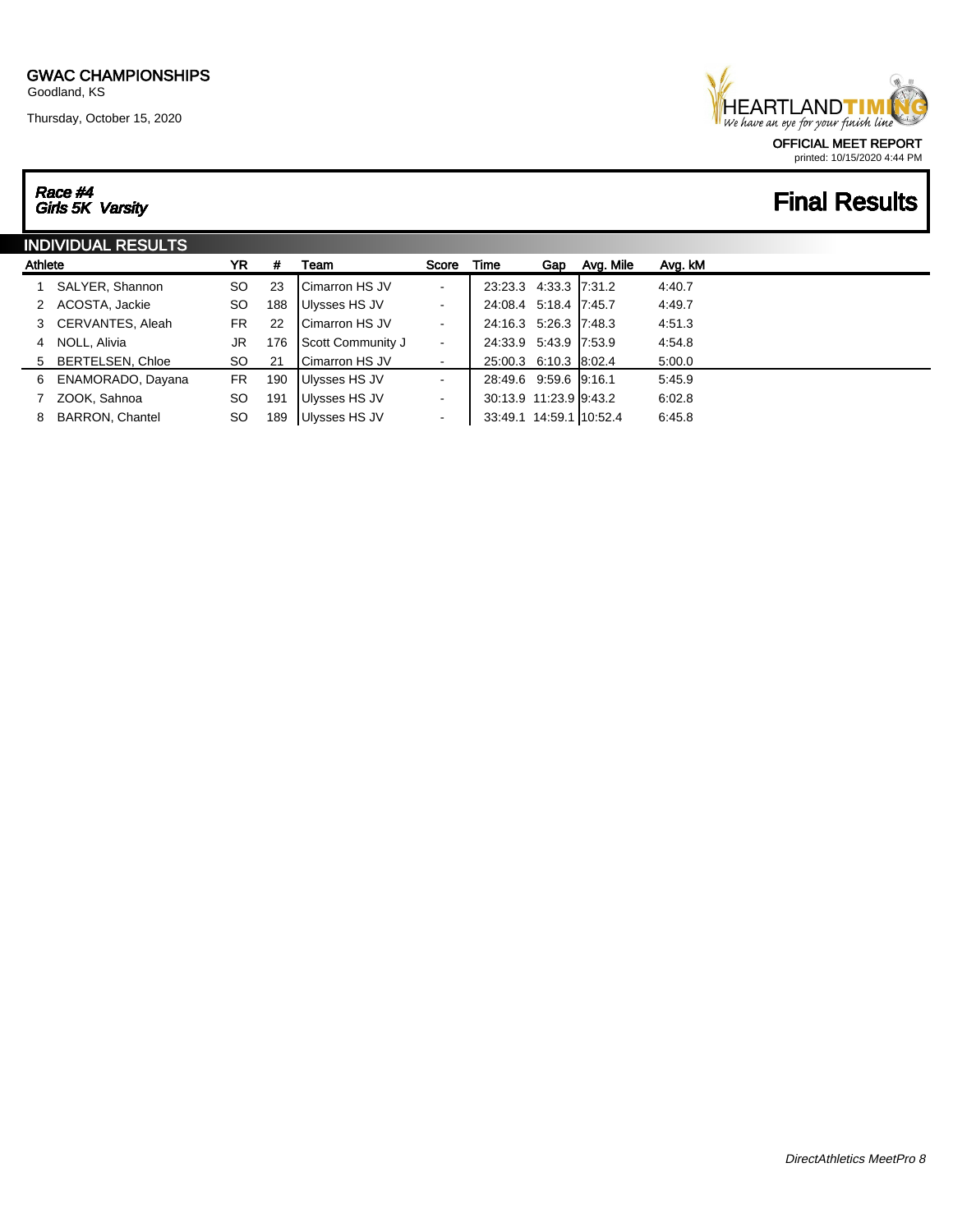GWAC CHAMPIONSHIPS
Goodland, KS

Thursday, October 15, 2020

HEARTLANDTIMING
We have an eye for your finish line

OFFICIAL MEET REPORT
printed: 10/15/2020 4:44 PM

*Race #4*
*Girls 5K Varsity*

# Final Results

## INDIVIDUAL RESULTS

| Athlete | | YR | # | Team | Score | Time | Gap | Avg. Mile | Avg. kM |
|---|---|---|---|---|---|---|---|---|---|
| 1 | SALYER, Shannon | SO | 23 | Cimarron HS JV | - | 23:23.3 | 4:33.3 | 7:31.2 | 4:40.7 |
| 2 | ACOSTA, Jackie | SO | 188 | Ulysses HS JV | - | 24:08.4 | 5:18.4 | 7:45.7 | 4:49.7 |
| 3 | CERVANTES, Aleah | FR | 22 | Cimarron HS JV | - | 24:16.3 | 5:26.3 | 7:48.3 | 4:51.3 |
| 4 | NOLL, Alivia | JR | 176 | Scott Community J | - | 24:33.9 | 5:43.9 | 7:53.9 | 4:54.8 |
| 5 | BERTELSEN, Chloe | SO | 21 | Cimarron HS JV | - | 25:00.3 | 6:10.3 | 8:02.4 | 5:00.0 |
| 6 | ENAMORADO, Dayana | FR | 190 | Ulysses HS JV | - | 28:49.6 | 9:59.6 | 9:16.1 | 5:45.9 |
| 7 | ZOOK, Sahnoa | SO | 191 | Ulysses HS JV | - | 30:13.9 | 11:23.9 | 9:43.2 | 6:02.8 |
| 8 | BARRON, Chantel | SO | 189 | Ulysses HS JV | - | 33:49.1 | 14:59.1 | 10:52.4 | 6:45.8 |

*DirectAthletics MeetPro 8*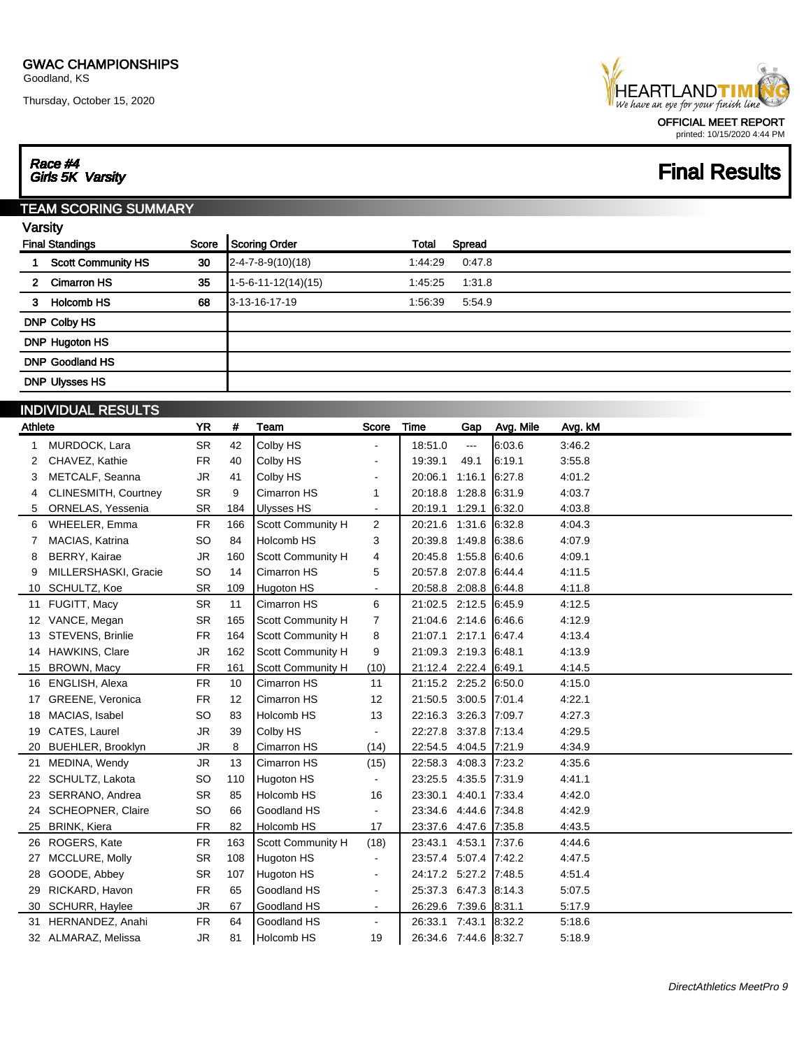**GWAC CHAMPIONSHIPS**
Goodland, KS

Thursday, October 15, 2020

HEARTLAND TIMING
*We have an eye for your finish line*

**OFFICIAL MEET REPORT**
printed: 10/15/2020 4:44 PM

***Race #4***
***Girls 5K Varsity***

# Final Results

## TEAM SCORING SUMMARY

### Varsity

| Final Standings | Score | Scoring Order | Total | Spread |
|---|---|---|---|---|
| 1 Scott Community HS | 30 | 2-4-7-8-9(10)(18) | 1:44:29 | 0:47.8 |
| 2 Cimarron HS | 35 | 1-5-6-11-12(14)(15) | 1:45:25 | 1:31.8 |
| 3 Holcomb HS | 68 | 3-13-16-17-19 | 1:56:39 | 5:54.9 |
| DNP Colby HS | | | | |
| DNP Hugoton HS | | | | |
| DNP Goodland HS | | | | |
| DNP Ulysses HS | | | | |

## INDIVIDUAL RESULTS

| | Athlete | YR | # | Team | Score | Time | Gap | Avg. Mile | Avg. kM |
|---|---|---|---|---|---|---|---|---|---|
| 1 | MURDOCK, Lara | SR | 42 | Colby HS | - | 18:51.0 | --- | 6:03.6 | 3:46.2 |
| 2 | CHAVEZ, Kathie | FR | 40 | Colby HS | - | 19:39.1 | 49.1 | 6:19.1 | 3:55.8 |
| 3 | METCALF, Seanna | JR | 41 | Colby HS | - | 20:06.1 | 1:16.1 | 6:27.8 | 4:01.2 |
| 4 | CLINESMITH, Courtney | SR | 9 | Cimarron HS | 1 | 20:18.8 | 1:28.8 | 6:31.9 | 4:03.7 |
| 5 | ORNELAS, Yessenia | SR | 184 | Ulysses HS | - | 20:19.1 | 1:29.1 | 6:32.0 | 4:03.8 |
| 6 | WHEELER, Emma | FR | 166 | Scott Community H | 2 | 20:21.6 | 1:31.6 | 6:32.8 | 4:04.3 |
| 7 | MACIAS, Katrina | SO | 84 | Holcomb HS | 3 | 20:39.8 | 1:49.8 | 6:38.6 | 4:07.9 |
| 8 | BERRY, Kairae | JR | 160 | Scott Community H | 4 | 20:45.8 | 1:55.8 | 6:40.6 | 4:09.1 |
| 9 | MILLERSHASKI, Gracie | SO | 14 | Cimarron HS | 5 | 20:57.8 | 2:07.8 | 6:44.4 | 4:11.5 |
| 10 | SCHULTZ, Koe | SR | 109 | Hugoton HS | - | 20:58.8 | 2:08.8 | 6:44.8 | 4:11.8 |
| 11 | FUGITT, Macy | SR | 11 | Cimarron HS | 6 | 21:02.5 | 2:12.5 | 6:45.9 | 4:12.5 |
| 12 | VANCE, Megan | SR | 165 | Scott Community H | 7 | 21:04.6 | 2:14.6 | 6:46.6 | 4:12.9 |
| 13 | STEVENS, Brinlie | FR | 164 | Scott Community H | 8 | 21:07.1 | 2:17.1 | 6:47.4 | 4:13.4 |
| 14 | HAWKINS, Clare | JR | 162 | Scott Community H | 9 | 21:09.3 | 2:19.3 | 6:48.1 | 4:13.9 |
| 15 | BROWN, Macy | FR | 161 | Scott Community H | (10) | 21:12.4 | 2:22.4 | 6:49.1 | 4:14.5 |
| 16 | ENGLISH, Alexa | FR | 10 | Cimarron HS | 11 | 21:15.2 | 2:25.2 | 6:50.0 | 4:15.0 |
| 17 | GREENE, Veronica | FR | 12 | Cimarron HS | 12 | 21:50.5 | 3:00.5 | 7:01.4 | 4:22.1 |
| 18 | MACIAS, Isabel | SO | 83 | Holcomb HS | 13 | 22:16.3 | 3:26.3 | 7:09.7 | 4:27.3 |
| 19 | CATES, Laurel | JR | 39 | Colby HS | - | 22:27.8 | 3:37.8 | 7:13.4 | 4:29.5 |
| 20 | BUEHLER, Brooklyn | JR | 8 | Cimarron HS | (14) | 22:54.5 | 4:04.5 | 7:21.9 | 4:34.9 |
| 21 | MEDINA, Wendy | JR | 13 | Cimarron HS | (15) | 22:58.3 | 4:08.3 | 7:23.2 | 4:35.6 |
| 22 | SCHULTZ, Lakota | SO | 110 | Hugoton HS | - | 23:25.5 | 4:35.5 | 7:31.9 | 4:41.1 |
| 23 | SERRANO, Andrea | SR | 85 | Holcomb HS | 16 | 23:30.1 | 4:40.1 | 7:33.4 | 4:42.0 |
| 24 | SCHEOPNER, Claire | SO | 66 | Goodland HS | - | 23:34.6 | 4:44.6 | 7:34.8 | 4:42.9 |
| 25 | BRINK, Kiera | FR | 82 | Holcomb HS | 17 | 23:37.6 | 4:47.6 | 7:35.8 | 4:43.5 |
| 26 | ROGERS, Kate | FR | 163 | Scott Community H | (18) | 23:43.1 | 4:53.1 | 7:37.6 | 4:44.6 |
| 27 | MCCLURE, Molly | SR | 108 | Hugoton HS | - | 23:57.4 | 5:07.4 | 7:42.2 | 4:47.5 |
| 28 | GOODE, Abbey | SR | 107 | Hugoton HS | - | 24:17.2 | 5:27.2 | 7:48.5 | 4:51.4 |
| 29 | RICKARD, Havon | FR | 65 | Goodland HS | - | 25:37.3 | 6:47.3 | 8:14.3 | 5:07.5 |
| 30 | SCHURR, Haylee | JR | 67 | Goodland HS | - | 26:29.6 | 7:39.6 | 8:31.1 | 5:17.9 |
| 31 | HERNANDEZ, Anahi | FR | 64 | Goodland HS | - | 26:33.1 | 7:43.1 | 8:32.2 | 5:18.6 |
| 32 | ALMARAZ, Melissa | JR | 81 | Holcomb HS | 19 | 26:34.6 | 7:44.6 | 8:32.7 | 5:18.9 |

*DirectAthletics MeetPro 9*